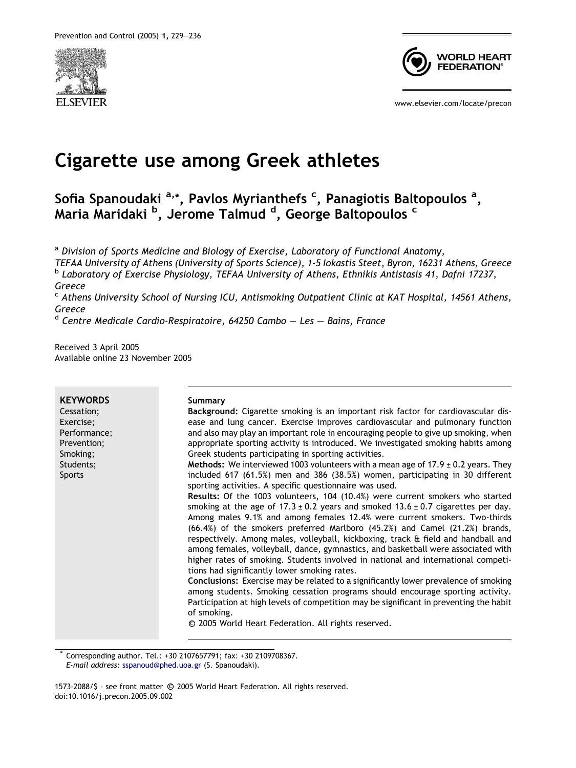# Cigarette use among Greek athletes

**Sofia Spanoudaki [a,*], Pavlos Myrianthefs [c], Panagiotis Baltopoulos [a], Maria Maridaki [b], Jerome Talmud [d], George Baltopoulos [c]**

[a] *Division of Sports Medicine and Biology of Exercise, Laboratory of Functional Anatomy, TEFAA University of Athens (University of Sports Science), 1-5 Iokastis Steet, Byron, 16231 Athens, Greece*
[b] *Laboratory of Exercise Physiology, TEFAA University of Athens, Ethnikis Antistasis 41, Dafni 17237, Greece*
[c] *Athens University School of Nursing ICU, Antismoking Outpatient Clinic at KAT Hospital, 14561 Athens, Greece*
[d] *Centre Medicale Cardio-Respiratoire, 64250 Cambo — Les — Bains, France*

Received 3 April 2005
Available online 23 November 2005

**KEYWORDS**
Cessation;
Exercise;
Performance;
Prevention;
Smoking;
Students;
Sports

**Summary**

**Background:** Cigarette smoking is an important risk factor for cardiovascular disease and lung cancer. Exercise improves cardiovascular and pulmonary function and also may play an important role in encouraging people to give up smoking, when appropriate sporting activity is introduced. We investigated smoking habits among Greek students participating in sporting activities.

**Methods:** We interviewed 1003 volunteers with a mean age of $17.9 \pm 0.2$ years. They included 617 (61.5%) men and 386 (38.5%) women, participating in 30 different sporting activities. A specific questionnaire was used.

**Results:** Of the 1003 volunteers, 104 (10.4%) were current smokers who started smoking at the age of $17.3 \pm 0.2$ years and smoked $13.6 \pm 0.7$ cigarettes per day. Among males 9.1% and among females 12.4% were current smokers. Two-thirds (66.4%) of the smokers preferred Marlboro (45.2%) and Camel (21.2%) brands, respectively. Among males, volleyball, kickboxing, track & field and handball and among females, volleyball, dance, gymnastics, and basketball were associated with higher rates of smoking. Students involved in national and international competitions had significantly lower smoking rates.

**Conclusions:** Exercise may be related to a significantly lower prevalence of smoking among students. Smoking cessation programs should encourage sporting activity. Participation at high levels of competition may be significant in preventing the habit of smoking.

© 2005 World Heart Federation. All rights reserved.

* Corresponding author. Tel.: +30 2107657791; fax: +30 2109708367.
*E-mail address:* sspanoud@phed.uoa.gr (S. Spanoudaki).

1573-2088/$ - see front matter © 2005 World Heart Federation. All rights reserved.
doi:10.1016/j.precon.2005.09.002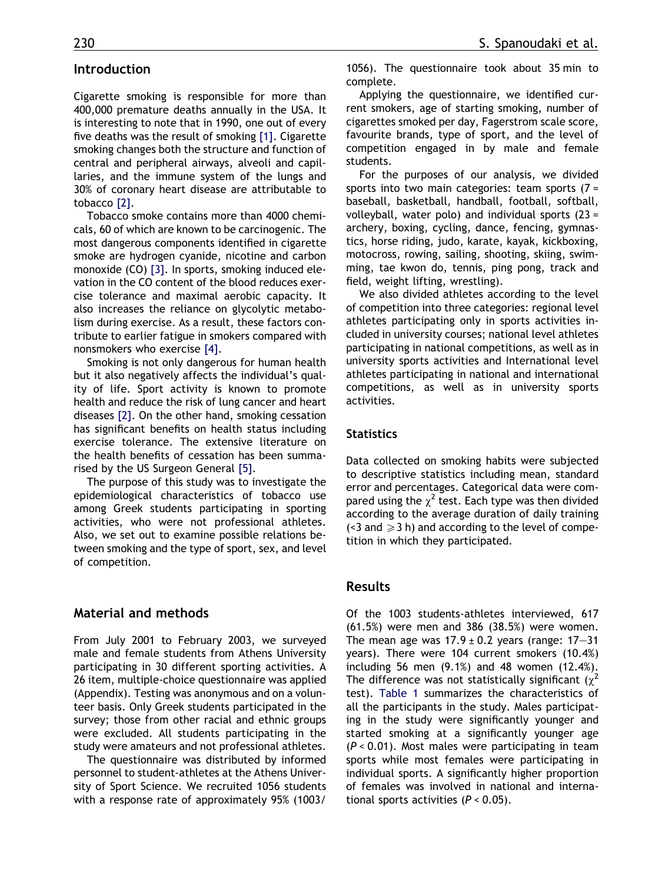## Introduction

Cigarette smoking is responsible for more than 400,000 premature deaths annually in the USA. It is interesting to note that in 1990, one out of every five deaths was the result of smoking [1]. Cigarette smoking changes both the structure and function of central and peripheral airways, alveoli and capillaries, and the immune system of the lungs and 30% of coronary heart disease are attributable to tobacco [2].

Tobacco smoke contains more than 4000 chemicals, 60 of which are known to be carcinogenic. The most dangerous components identified in cigarette smoke are hydrogen cyanide, nicotine and carbon monoxide (CO) [3]. In sports, smoking induced elevation in the CO content of the blood reduces exercise tolerance and maximal aerobic capacity. It also increases the reliance on glycolytic metabolism during exercise. As a result, these factors contribute to earlier fatigue in smokers compared with nonsmokers who exercise [4].

Smoking is not only dangerous for human health but it also negatively affects the individual's quality of life. Sport activity is known to promote health and reduce the risk of lung cancer and heart diseases [2]. On the other hand, smoking cessation has significant benefits on health status including exercise tolerance. The extensive literature on the health benefits of cessation has been summarised by the US Surgeon General [5].

The purpose of this study was to investigate the epidemiological characteristics of tobacco use among Greek students participating in sporting activities, who were not professional athletes. Also, we set out to examine possible relations between smoking and the type of sport, sex, and level of competition.

## Material and methods

From July 2001 to February 2003, we surveyed male and female students from Athens University participating in 30 different sporting activities. A 26 item, multiple-choice questionnaire was applied (Appendix). Testing was anonymous and on a volunteer basis. Only Greek students participated in the survey; those from other racial and ethnic groups were excluded. All students participating in the study were amateurs and not professional athletes.

The questionnaire was distributed by informed personnel to student-athletes at the Athens University of Sport Science. We recruited 1056 students with a response rate of approximately 95% (1003/1056). The questionnaire took about 35 min to complete.

Applying the questionnaire, we identified current smokers, age of starting smoking, number of cigarettes smoked per day, Fagerstrom scale score, favourite brands, type of sport, and the level of competition engaged in by male and female students.

For the purposes of our analysis, we divided sports into two main categories: team sports (7 = baseball, basketball, handball, football, softball, volleyball, water polo) and individual sports (23 = archery, boxing, cycling, dance, fencing, gymnastics, horse riding, judo, karate, kayak, kickboxing, motocross, rowing, sailing, shooting, skiing, swimming, tae kwon do, tennis, ping pong, track and field, weight lifting, wrestling).

We also divided athletes according to the level of competition into three categories: regional level athletes participating only in sports activities included in university courses; national level athletes participating in national competitions, as well as in university sports activities and International level athletes participating in national and international competitions, as well as in university sports activities.

## Statistics

Data collected on smoking habits were subjected to descriptive statistics including mean, standard error and percentages. Categorical data were compared using the $\chi^2$ test. Each type was then divided according to the average duration of daily training (<3 and $\geqslant$3 h) and according to the level of competition in which they participated.

## Results

Of the 1003 students-athletes interviewed, 617 (61.5%) were men and 386 (38.5%) were women. The mean age was $17.9 \pm 0.2$ years (range: 17–31 years). There were 104 current smokers (10.4%) including 56 men (9.1%) and 48 women (12.4%). The difference was not statistically significant ($\chi^2$ test). Table 1 summarizes the characteristics of all the participants in the study. Males participating in the study were significantly younger and started smoking at a significantly younger age ($P < 0.01$). Most males were participating in team sports while most females were participating in individual sports. A significantly higher proportion of females was involved in national and international sports activities ($P < 0.05$).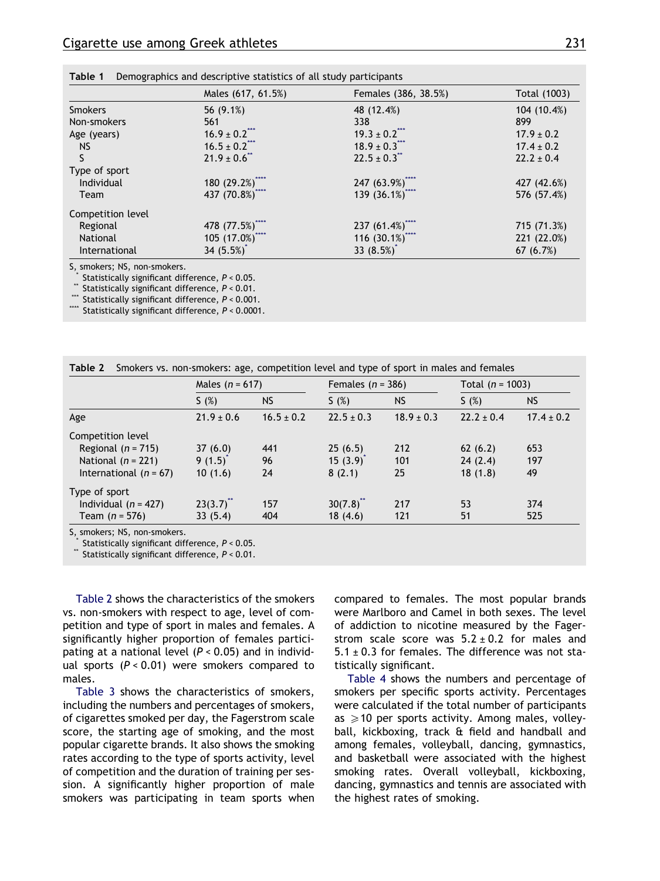**Table 1** Demographics and descriptive statistics of all study participants

| | Males (617, 61.5%) | Females (386, 38.5%) | Total (1003) |
|---|---|---|---|
| Smokers | 56 (9.1%) | 48 (12.4%) | 104 (10.4%) |
| Non-smokers | 561 | 338 | 899 |
| Age (years) | 16.9 ± 0.2*** | 19.3 ± 0.2*** | 17.9 ± 0.2 |
| NS | 16.5 ± 0.2*** | 18.9 ± 0.3*** | 17.4 ± 0.2 |
| S | 21.9 ± 0.6** | 22.5 ± 0.3** | 22.2 ± 0.4 |
| Type of sport | | | |
| Individual | 180 (29.2%)**** | 247 (63.9%)**** | 427 (42.6%) |
| Team | 437 (70.8%)**** | 139 (36.1%)**** | 576 (57.4%) |
| Competition level | | | |
| Regional | 478 (77.5%)**** | 237 (61.4%)**** | 715 (71.3%) |
| National | 105 (17.0%)**** | 116 (30.1%)**** | 221 (22.0%) |
| International | 34 (5.5%)* | 33 (8.5%)* | 67 (6.7%) |

S, smokers; NS, non-smokers.
* Statistically significant difference, $P < 0.05$.
** Statistically significant difference, $P < 0.01$.
*** Statistically significant difference, $P < 0.001$.
**** Statistically significant difference, $P < 0.0001$.

**Table 2** Smokers vs. non-smokers: age, competition level and type of sport in males and females

| | Males ($n$ = 617) | | Females ($n$ = 386) | | Total ($n$ = 1003) | |
|---|---|---|---|---|---|---|
| | S (%) | NS | S (%) | NS | S (%) | NS |
| Age | 21.9 ± 0.6 | 16.5 ± 0.2 | 22.5 ± 0.3 | 18.9 ± 0.3 | 22.2 ± 0.4 | 17.4 ± 0.2 |
| Competition level | | | | | | |
| Regional ($n$ = 715) | 37 (6.0) | 441 | 25 (6.5) | 212 | 62 (6.2) | 653 |
| National ($n$ = 221) | 9 (1.5)* | 96 | 15 (3.9)* | 101 | 24 (2.4) | 197 |
| International ($n$ = 67) | 10 (1.6) | 24 | 8 (2.1) | 25 | 18 (1.8) | 49 |
| Type of sport | | | | | | |
| Individual ($n$ = 427) | 23(3.7)** | 157 | 30(7.8)** | 217 | 53 | 374 |
| Team ($n$ = 576) | 33 (5.4) | 404 | 18 (4.6) | 121 | 51 | 525 |

S, smokers; NS, non-smokers.
* Statistically significant difference, $P < 0.05$.
** Statistically significant difference, $P < 0.01$.

Table 2 shows the characteristics of the smokers vs. non-smokers with respect to age, level of competition and type of sport in males and females. A significantly higher proportion of females participating at a national level ($P < 0.05$) and in individual sports ($P < 0.01$) were smokers compared to males.

Table 3 shows the characteristics of smokers, including the numbers and percentages of smokers, of cigarettes smoked per day, the Fagerstrom scale score, the starting age of smoking, and the most popular cigarette brands. It also shows the smoking rates according to the type of sports activity, level of competition and the duration of training per session. A significantly higher proportion of male smokers was participating in team sports when compared to females. The most popular brands were Marlboro and Camel in both sexes. The level of addiction to nicotine measured by the Fagerstrom scale score was 5.2 ± 0.2 for males and 5.1 ± 0.3 for females. The difference was not statistically significant.

Table 4 shows the numbers and percentage of smokers per specific sports activity. Percentages were calculated if the total number of participants as ⩾10 per sports activity. Among males, volleyball, kickboxing, track & field and handball and among females, volleyball, dancing, gymnastics, and basketball were associated with the highest smoking rates. Overall volleyball, kickboxing, dancing, gymnastics and tennis are associated with the highest rates of smoking.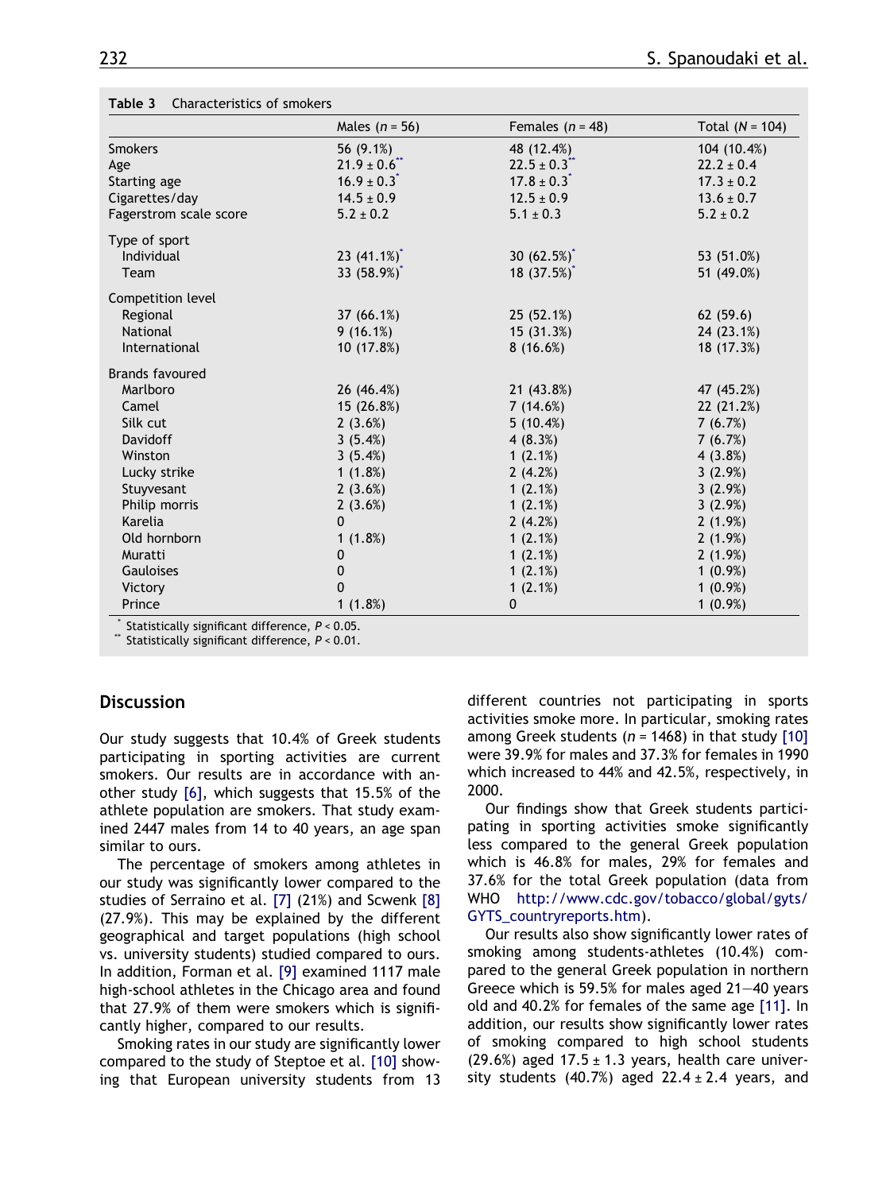**Table 3** Characteristics of smokers

| | Males ($n$ = 56) | Females ($n$ = 48) | Total ($N$ = 104) |
|---|---|---|---|
| Smokers | 56 (9.1%) | 48 (12.4%) | 104 (10.4%) |
| Age | 21.9 ± 0.6** | 22.5 ± 0.3** | 22.2 ± 0.4 |
| Starting age | 16.9 ± 0.3* | 17.8 ± 0.3* | 17.3 ± 0.2 |
| Cigarettes/day | 14.5 ± 0.9 | 12.5 ± 0.9 | 13.6 ± 0.7 |
| Fagerstrom scale score | 5.2 ± 0.2 | 5.1 ± 0.3 | 5.2 ± 0.2 |
| Type of sport | | | |
| Individual | 23 (41.1%)* | 30 (62.5%)* | 53 (51.0%) |
| Team | 33 (58.9%)* | 18 (37.5%)* | 51 (49.0%) |
| Competition level | | | |
| Regional | 37 (66.1%) | 25 (52.1%) | 62 (59.6) |
| National | 9 (16.1%) | 15 (31.3%) | 24 (23.1%) |
| International | 10 (17.8%) | 8 (16.6%) | 18 (17.3%) |
| Brands favoured | | | |
| Marlboro | 26 (46.4%) | 21 (43.8%) | 47 (45.2%) |
| Camel | 15 (26.8%) | 7 (14.6%) | 22 (21.2%) |
| Silk cut | 2 (3.6%) | 5 (10.4%) | 7 (6.7%) |
| Davidoff | 3 (5.4%) | 4 (8.3%) | 7 (6.7%) |
| Winston | 3 (5.4%) | 1 (2.1%) | 4 (3.8%) |
| Lucky strike | 1 (1.8%) | 2 (4.2%) | 3 (2.9%) |
| Stuyvesant | 2 (3.6%) | 1 (2.1%) | 3 (2.9%) |
| Philip morris | 2 (3.6%) | 1 (2.1%) | 3 (2.9%) |
| Karelia | 0 | 2 (4.2%) | 2 (1.9%) |
| Old hornborn | 1 (1.8%) | 1 (2.1%) | 2 (1.9%) |
| Muratti | 0 | 1 (2.1%) | 2 (1.9%) |
| Gauloises | 0 | 1 (2.1%) | 1 (0.9%) |
| Victory | 0 | 1 (2.1%) | 1 (0.9%) |
| Prince | 1 (1.8%) | 0 | 1 (0.9%) |

\* Statistically significant difference, $P < 0.05$.
\*\* Statistically significant difference, $P < 0.01$.

## Discussion

Our study suggests that 10.4% of Greek students participating in sporting activities are current smokers. Our results are in accordance with another study [6], which suggests that 15.5% of the athlete population are smokers. That study examined 2447 males from 14 to 40 years, an age span similar to ours.

The percentage of smokers among athletes in our study was significantly lower compared to the studies of Serraino et al. [7] (21%) and Scwenk [8] (27.9%). This may be explained by the different geographical and target populations (high school vs. university students) studied compared to ours. In addition, Forman et al. [9] examined 1117 male high-school athletes in the Chicago area and found that 27.9% of them were smokers which is significantly higher, compared to our results.

Smoking rates in our study are significantly lower compared to the study of Steptoe et al. [10] showing that European university students from 13 different countries not participating in sports activities smoke more. In particular, smoking rates among Greek students ($n$ = 1468) in that study [10] were 39.9% for males and 37.3% for females in 1990 which increased to 44% and 42.5%, respectively, in 2000.

Our findings show that Greek students participating in sporting activities smoke significantly less compared to the general Greek population which is 46.8% for males, 29% for females and 37.6% for the total Greek population (data from WHO http://www.cdc.gov/tobacco/global/gyts/GYTS_countryreports.htm).

Our results also show significantly lower rates of smoking among students-athletes (10.4%) compared to the general Greek population in northern Greece which is 59.5% for males aged 21—40 years old and 40.2% for females of the same age [11]. In addition, our results show significantly lower rates of smoking compared to high school students (29.6%) aged 17.5 ± 1.3 years, health care university students (40.7%) aged 22.4 ± 2.4 years, and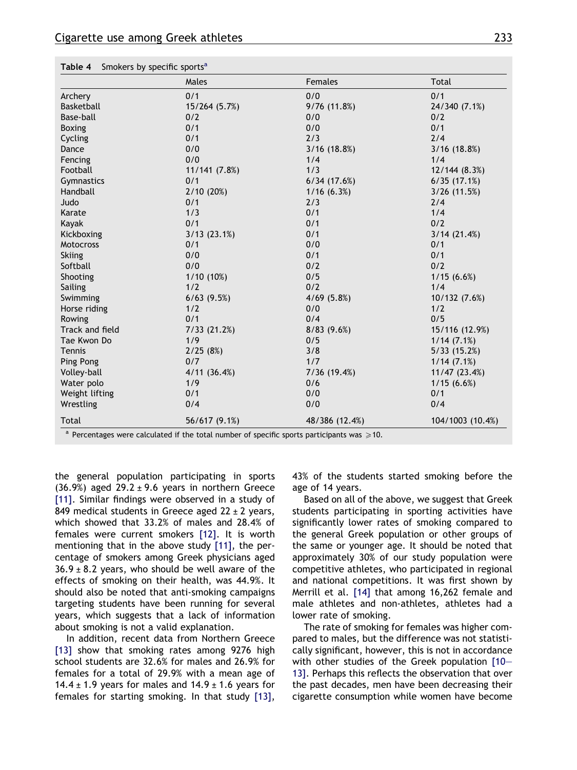**Table 4** Smokers by specific sports[a]

| | Males | Females | Total |
|---|---|---|---|
| Archery | 0/1 | 0/0 | 0/1 |
| Basketball | 15/264 (5.7%) | 9/76 (11.8%) | 24/340 (7.1%) |
| Base-ball | 0/2 | 0/0 | 0/2 |
| Boxing | 0/1 | 0/0 | 0/1 |
| Cycling | 0/1 | 2/3 | 2/4 |
| Dance | 0/0 | 3/16 (18.8%) | 3/16 (18.8%) |
| Fencing | 0/0 | 1/4 | 1/4 |
| Football | 11/141 (7.8%) | 1/3 | 12/144 (8.3%) |
| Gymnastics | 0/1 | 6/34 (17.6%) | 6/35 (17.1%) |
| Handball | 2/10 (20%) | 1/16 (6.3%) | 3/26 (11.5%) |
| Judo | 0/1 | 2/3 | 2/4 |
| Karate | 1/3 | 0/1 | 1/4 |
| Kayak | 0/1 | 0/1 | 0/2 |
| Kickboxing | 3/13 (23.1%) | 0/1 | 3/14 (21.4%) |
| Motocross | 0/1 | 0/0 | 0/1 |
| Skiing | 0/0 | 0/1 | 0/1 |
| Softball | 0/0 | 0/2 | 0/2 |
| Shooting | 1/10 (10%) | 0/5 | 1/15 (6.6%) |
| Sailing | 1/2 | 0/2 | 1/4 |
| Swimming | 6/63 (9.5%) | 4/69 (5.8%) | 10/132 (7.6%) |
| Horse riding | 1/2 | 0/0 | 1/2 |
| Rowing | 0/1 | 0/4 | 0/5 |
| Track and field | 7/33 (21.2%) | 8/83 (9.6%) | 15/116 (12.9%) |
| Tae Kwon Do | 1/9 | 0/5 | 1/14 (7.1%) |
| Tennis | 2/25 (8%) | 3/8 | 5/33 (15.2%) |
| Ping Pong | 0/7 | 1/7 | 1/14 (7.1%) |
| Volley-ball | 4/11 (36.4%) | 7/36 (19.4%) | 11/47 (23.4%) |
| Water polo | 1/9 | 0/6 | 1/15 (6.6%) |
| Weight lifting | 0/1 | 0/0 | 0/1 |
| Wrestling | 0/4 | 0/0 | 0/4 |
| Total | 56/617 (9.1%) | 48/386 (12.4%) | 104/1003 (10.4%) |

[a] Percentages were calculated if the total number of specific sports participants was ⩾10.

the general population participating in sports (36.9%) aged 29.2 ± 9.6 years in northern Greece [11]. Similar findings were observed in a study of 849 medical students in Greece aged 22 ± 2 years, which showed that 33.2% of males and 28.4% of females were current smokers [12]. It is worth mentioning that in the above study [11], the percentage of smokers among Greek physicians aged 36.9 ± 8.2 years, who should be well aware of the effects of smoking on their health, was 44.9%. It should also be noted that anti-smoking campaigns targeting students have been running for several years, which suggests that a lack of information about smoking is not a valid explanation.

In addition, recent data from Northern Greece [13] show that smoking rates among 9276 high school students are 32.6% for males and 26.9% for females for a total of 29.9% with a mean age of 14.4 ± 1.9 years for males and 14.9 ± 1.6 years for females for starting smoking. In that study [13], 43% of the students started smoking before the age of 14 years.

Based on all of the above, we suggest that Greek students participating in sporting activities have significantly lower rates of smoking compared to the general Greek population or other groups of the same or younger age. It should be noted that approximately 30% of our study population were competitive athletes, who participated in regional and national competitions. It was first shown by Merrill et al. [14] that among 16,262 female and male athletes and non-athletes, athletes had a lower rate of smoking.

The rate of smoking for females was higher compared to males, but the difference was not statistically significant, however, this is not in accordance with other studies of the Greek population [10–13]. Perhaps this reflects the observation that over the past decades, men have been decreasing their cigarette consumption while women have become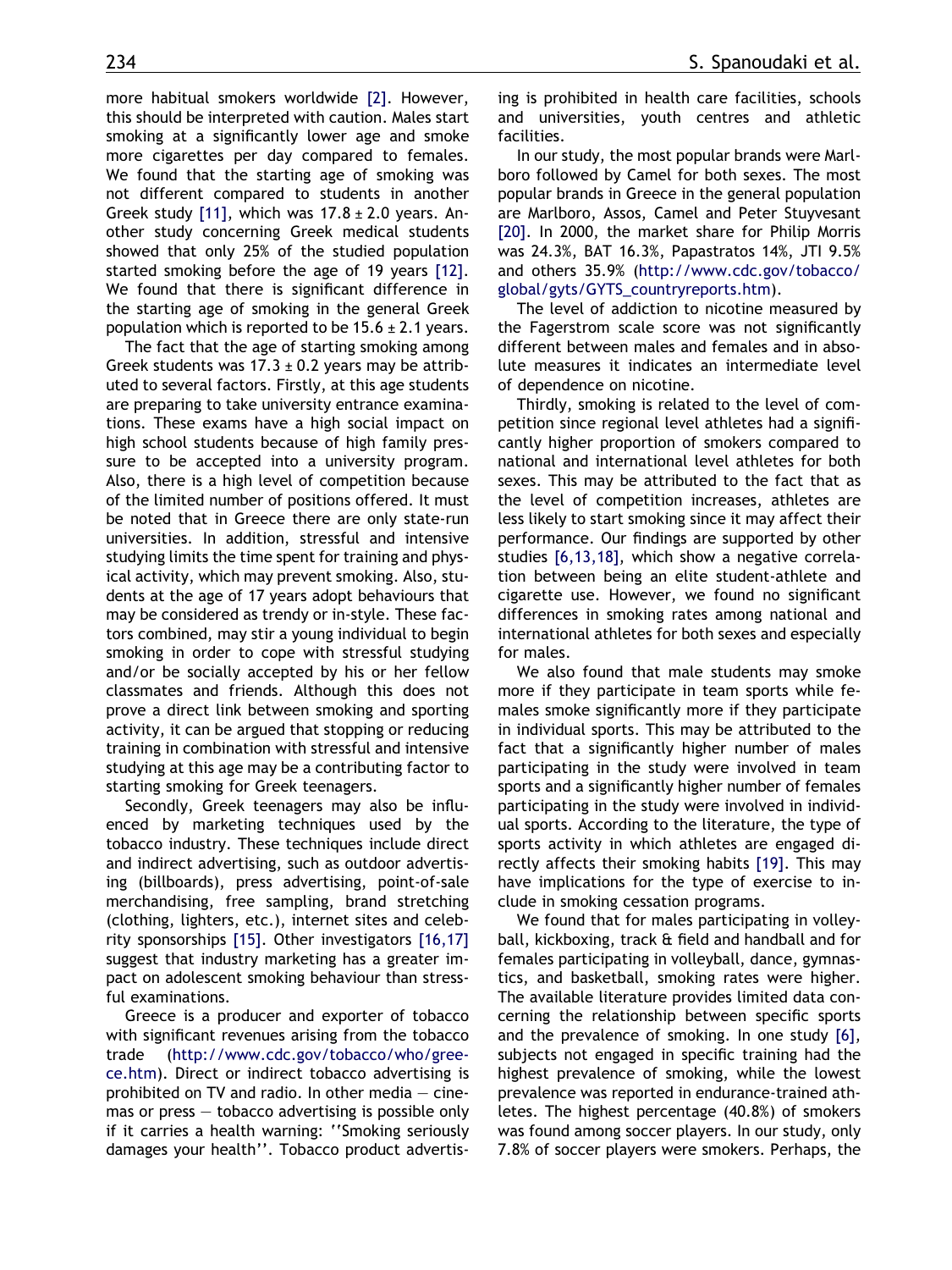more habitual smokers worldwide [2]. However, this should be interpreted with caution. Males start smoking at a significantly lower age and smoke more cigarettes per day compared to females. We found that the starting age of smoking was not different compared to students in another Greek study [11], which was $17.8 \pm 2.0$ years. Another study concerning Greek medical students showed that only 25% of the studied population started smoking before the age of 19 years [12]. We found that there is significant difference in the starting age of smoking in the general Greek population which is reported to be $15.6 \pm 2.1$ years.

The fact that the age of starting smoking among Greek students was $17.3 \pm 0.2$ years may be attributed to several factors. Firstly, at this age students are preparing to take university entrance examinations. These exams have a high social impact on high school students because of high family pressure to be accepted into a university program. Also, there is a high level of competition because of the limited number of positions offered. It must be noted that in Greece there are only state-run universities. In addition, stressful and intensive studying limits the time spent for training and physical activity, which may prevent smoking. Also, students at the age of 17 years adopt behaviours that may be considered as trendy or in-style. These factors combined, may stir a young individual to begin smoking in order to cope with stressful studying and/or be socially accepted by his or her fellow classmates and friends. Although this does not prove a direct link between smoking and sporting activity, it can be argued that stopping or reducing training in combination with stressful and intensive studying at this age may be a contributing factor to starting smoking for Greek teenagers.

Secondly, Greek teenagers may also be influenced by marketing techniques used by the tobacco industry. These techniques include direct and indirect advertising, such as outdoor advertising (billboards), press advertising, point-of-sale merchandising, free sampling, brand stretching (clothing, lighters, etc.), internet sites and celebrity sponsorships [15]. Other investigators [16,17] suggest that industry marketing has a greater impact on adolescent smoking behaviour than stressful examinations.

Greece is a producer and exporter of tobacco with significant revenues arising from the tobacco trade (http://www.cdc.gov/tobacco/who/greece.htm). Direct or indirect tobacco advertising is prohibited on TV and radio. In other media — cinemas or press — tobacco advertising is possible only if it carries a health warning: ''Smoking seriously damages your health''. Tobacco product advertising is prohibited in health care facilities, schools and universities, youth centres and athletic facilities.

In our study, the most popular brands were Marlboro followed by Camel for both sexes. The most popular brands in Greece in the general population are Marlboro, Assos, Camel and Peter Stuyvesant [20]. In 2000, the market share for Philip Morris was 24.3%, BAT 16.3%, Papastratos 14%, JTI 9.5% and others 35.9% (http://www.cdc.gov/tobacco/global/gyts/GYTS_countryreports.htm).

The level of addiction to nicotine measured by the Fagerstrom scale score was not significantly different between males and females and in absolute measures it indicates an intermediate level of dependence on nicotine.

Thirdly, smoking is related to the level of competition since regional level athletes had a significantly higher proportion of smokers compared to national and international level athletes for both sexes. This may be attributed to the fact that as the level of competition increases, athletes are less likely to start smoking since it may affect their performance. Our findings are supported by other studies [6,13,18], which show a negative correlation between being an elite student-athlete and cigarette use. However, we found no significant differences in smoking rates among national and international athletes for both sexes and especially for males.

We also found that male students may smoke more if they participate in team sports while females smoke significantly more if they participate in individual sports. This may be attributed to the fact that a significantly higher number of males participating in the study were involved in team sports and a significantly higher number of females participating in the study were involved in individual sports. According to the literature, the type of sports activity in which athletes are engaged directly affects their smoking habits [19]. This may have implications for the type of exercise to include in smoking cessation programs.

We found that for males participating in volleyball, kickboxing, track & field and handball and for females participating in volleyball, dance, gymnastics, and basketball, smoking rates were higher. The available literature provides limited data concerning the relationship between specific sports and the prevalence of smoking. In one study [6], subjects not engaged in specific training had the highest prevalence of smoking, while the lowest prevalence was reported in endurance-trained athletes. The highest percentage (40.8%) of smokers was found among soccer players. In our study, only 7.8% of soccer players were smokers. Perhaps, the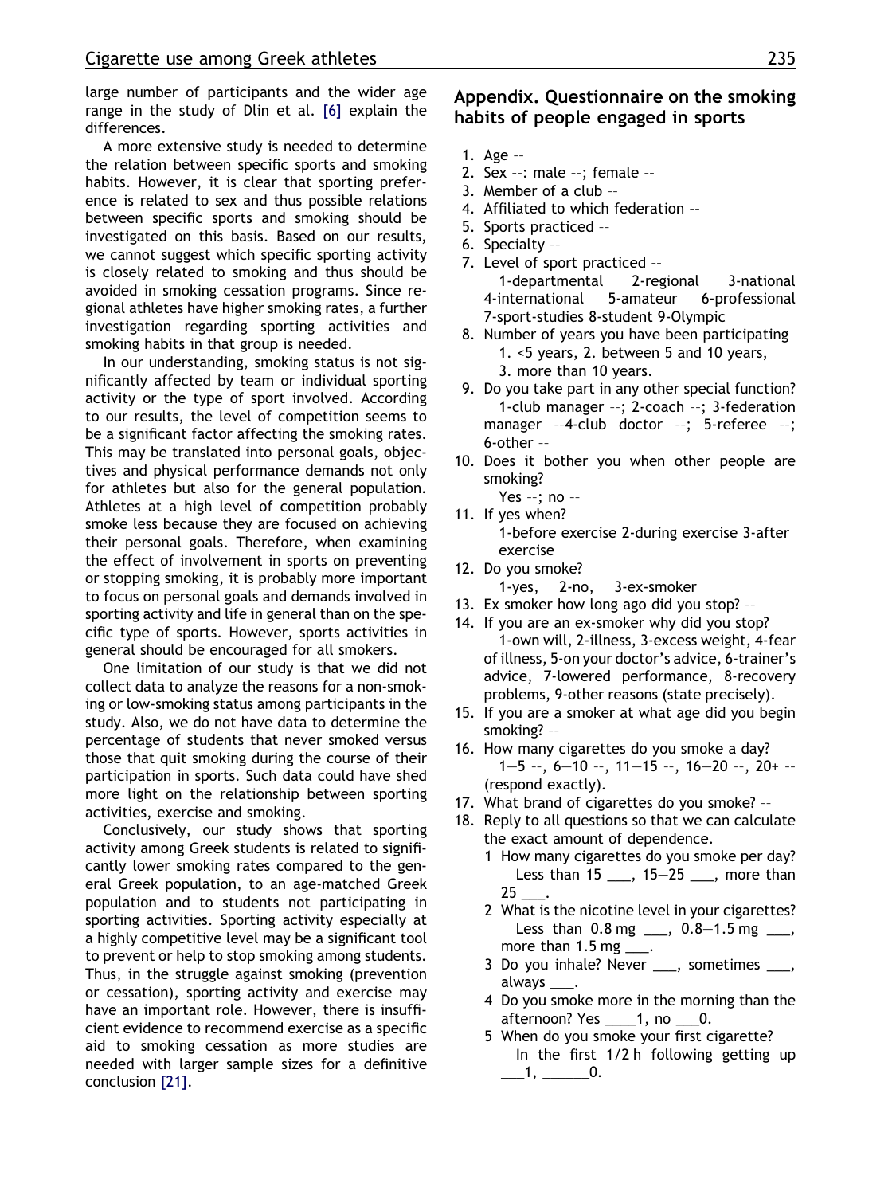large number of participants and the wider age range in the study of Dlin et al. [6] explain the differences.

A more extensive study is needed to determine the relation between specific sports and smoking habits. However, it is clear that sporting preference is related to sex and thus possible relations between specific sports and smoking should be investigated on this basis. Based on our results, we cannot suggest which specific sporting activity is closely related to smoking and thus should be avoided in smoking cessation programs. Since regional athletes have higher smoking rates, a further investigation regarding sporting activities and smoking habits in that group is needed.

In our understanding, smoking status is not significantly affected by team or individual sporting activity or the type of sport involved. According to our results, the level of competition seems to be a significant factor affecting the smoking rates. This may be translated into personal goals, objectives and physical performance demands not only for athletes but also for the general population. Athletes at a high level of competition probably smoke less because they are focused on achieving their personal goals. Therefore, when examining the effect of involvement in sports on preventing or stopping smoking, it is probably more important to focus on personal goals and demands involved in sporting activity and life in general than on the specific type of sports. However, sports activities in general should be encouraged for all smokers.

One limitation of our study is that we did not collect data to analyze the reasons for a non-smoking or low-smoking status among participants in the study. Also, we do not have data to determine the percentage of students that never smoked versus those that quit smoking during the course of their participation in sports. Such data could have shed more light on the relationship between sporting activities, exercise and smoking.

Conclusively, our study shows that sporting activity among Greek students is related to significantly lower smoking rates compared to the general Greek population, to an age-matched Greek population and to students not participating in sporting activities. Sporting activity especially at a highly competitive level may be a significant tool to prevent or help to stop smoking among students. Thus, in the struggle against smoking (prevention or cessation), sporting activity and exercise may have an important role. However, there is insufficient evidence to recommend exercise as a specific aid to smoking cessation as more studies are needed with larger sample sizes for a definitive conclusion [21].

## Appendix. Questionnaire on the smoking habits of people engaged in sports

1. Age --
2. Sex --: male --; female --
3. Member of a club --
4. Affiliated to which federation --
5. Sports practiced --
6. Specialty --
7. Level of sport practiced --
   1-departmental 2-regional 3-national 4-international 5-amateur 6-professional 7-sport-studies 8-student 9-Olympic
8. Number of years you have been participating
   1. <5 years, 2. between 5 and 10 years, 3. more than 10 years.
9. Do you take part in any other special function?
   1-club manager --; 2-coach --; 3-federation manager --4-club doctor --; 5-referee --; 6-other --
10. Does it bother you when other people are smoking?
    Yes --; no --
11. If yes when?
    1-before exercise 2-during exercise 3-after exercise
12. Do you smoke?
    1-yes, 2-no, 3-ex-smoker
13. Ex smoker how long ago did you stop? --
14. If you are an ex-smoker why did you stop?
    1-own will, 2-illness, 3-excess weight, 4-fear of illness, 5-on your doctor's advice, 6-trainer's advice, 7-lowered performance, 8-recovery problems, 9-other reasons (state precisely).
15. If you are a smoker at what age did you begin smoking? --
16. How many cigarettes do you smoke a day?
    1–5 --, 6–10 --, 11–15 --, 16–20 --, 20+ -- (respond exactly).
17. What brand of cigarettes do you smoke? --
18. Reply to all questions so that we can calculate the exact amount of dependence.
    1 How many cigarettes do you smoke per day?
      Less than 15 ___, 15–25 ___, more than 25 ___.
    2 What is the nicotine level in your cigarettes?
      Less than 0.8 mg ___, 0.8–1.5 mg ___, more than 1.5 mg ___.
    3 Do you inhale? Never ___, sometimes ___, always ___.
    4 Do you smoke more in the morning than the afternoon? Yes ____1, no ___0.
    5 When do you smoke your first cigarette?
      In the first 1/2 h following getting up ___1, ______0.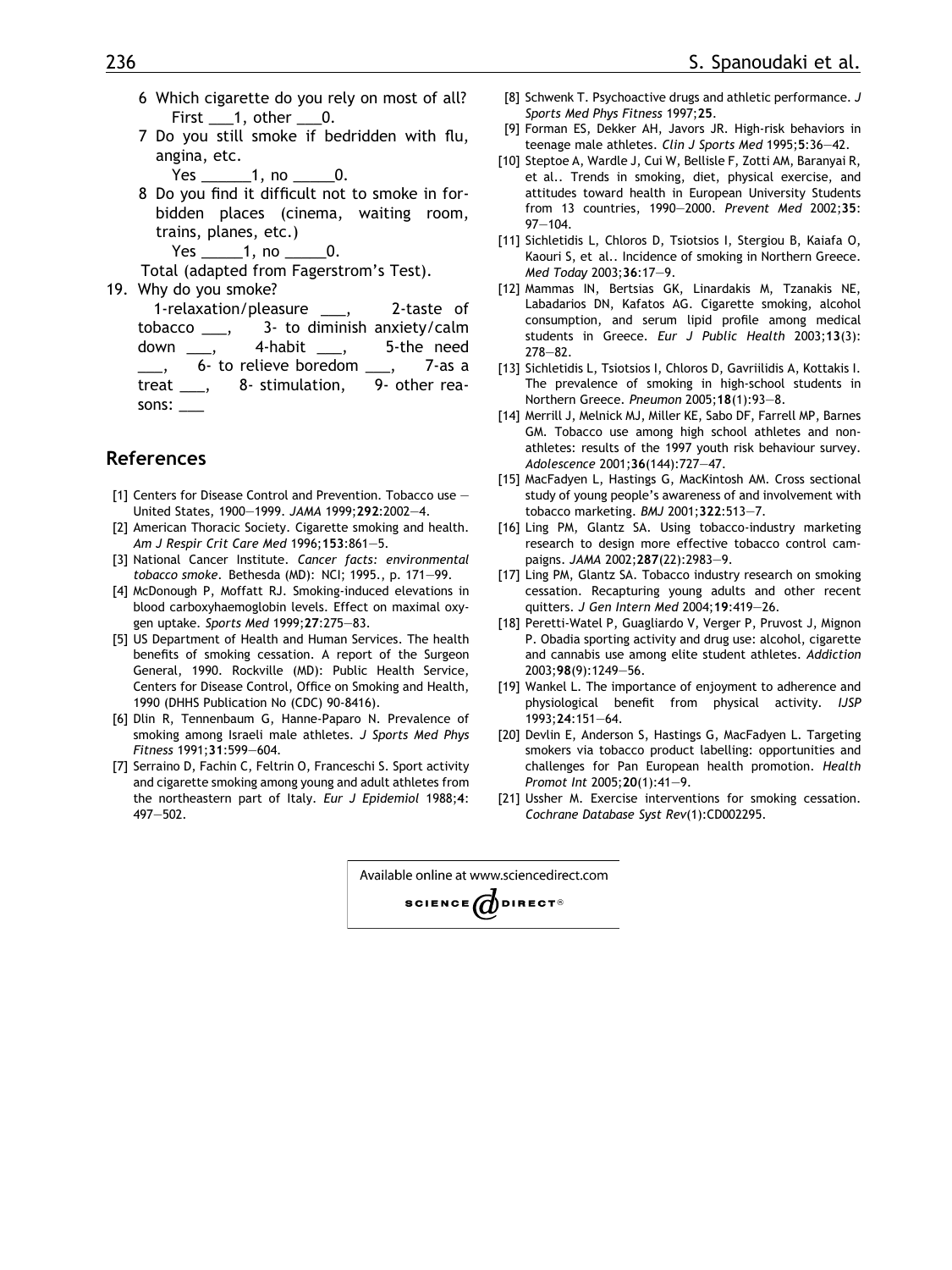6 Which cigarette do you rely on most of all? First ___1, other ___0.

7 Do you still smoke if bedridden with flu, angina, etc.
Yes ______1, no _____0.

8 Do you find it difficult not to smoke in forbidden places (cinema, waiting room, trains, planes, etc.)
Yes _____1, no _____0.

Total (adapted from Fagerstrom's Test).

19. Why do you smoke?
1-relaxation/pleasure ___, 2-taste of tobacco ___, 3- to diminish anxiety/calm down ___, 4-habit ___, 5-the need ___, 6- to relieve boredom ___, 7-as a treat ___, 8- stimulation, 9- other reasons: ___

## References

[1] Centers for Disease Control and Prevention. Tobacco use — United States, 1900—1999. *JAMA* 1999;**292**:2002—4.

[2] American Thoracic Society. Cigarette smoking and health. *Am J Respir Crit Care Med* 1996;**153**:861—5.

[3] National Cancer Institute. *Cancer facts: environmental tobacco smoke*. Bethesda (MD): NCI; 1995., p. 171—99.

[4] McDonough P, Moffatt RJ. Smoking-induced elevations in blood carboxyhaemoglobin levels. Effect on maximal oxygen uptake. *Sports Med* 1999;**27**:275—83.

[5] US Department of Health and Human Services. The health benefits of smoking cessation. A report of the Surgeon General, 1990. Rockville (MD): Public Health Service, Centers for Disease Control, Office on Smoking and Health, 1990 (DHHS Publication No (CDC) 90-8416).

[6] Dlin R, Tennenbaum G, Hanne-Paparo N. Prevalence of smoking among Israeli male athletes. *J Sports Med Phys Fitness* 1991;**31**:599—604.

[7] Serraino D, Fachin C, Feltrin O, Franceschi S. Sport activity and cigarette smoking among young and adult athletes from the northeastern part of Italy. *Eur J Epidemiol* 1988;**4**: 497—502.

[8] Schwenk T. Psychoactive drugs and athletic performance. *J Sports Med Phys Fitness* 1997;**25**.

[9] Forman ES, Dekker AH, Javors JR. High-risk behaviors in teenage male athletes. *Clin J Sports Med* 1995;**5**:36—42.

[10] Steptoe A, Wardle J, Cui W, Bellisle F, Zotti AM, Baranyai R, et al.. Trends in smoking, diet, physical exercise, and attitudes toward health in European University Students from 13 countries, 1990—2000. *Prevent Med* 2002;**35**: 97—104.

[11] Sichletidis L, Chloros D, Tsiotsios I, Stergiou B, Kaiafa O, Kaouri S, et al.. Incidence of smoking in Northern Greece. *Med Today* 2003;**36**:17—9.

[12] Mammas IN, Bertsias GK, Linardakis M, Tzanakis NE, Labadarios DN, Kafatos AG. Cigarette smoking, alcohol consumption, and serum lipid profile among medical students in Greece. *Eur J Public Health* 2003;**13**(3): 278—82.

[13] Sichletidis L, Tsiotsios I, Chloros D, Gavriilidis A, Kottakis I. The prevalence of smoking in high-school students in Northern Greece. *Pneumon* 2005;**18**(1):93—8.

[14] Merrill J, Melnick MJ, Miller KE, Sabo DF, Farrell MP, Barnes GM. Tobacco use among high school athletes and nonathletes: results of the 1997 youth risk behaviour survey. *Adolescence* 2001;**36**(144):727—47.

[15] MacFadyen L, Hastings G, MacKintosh AM. Cross sectional study of young people's awareness of and involvement with tobacco marketing. *BMJ* 2001;**322**:513—7.

[16] Ling PM, Glantz SA. Using tobacco-industry marketing research to design more effective tobacco control campaigns. *JAMA* 2002;**287**(22):2983—9.

[17] Ling PM, Glantz SA. Tobacco industry research on smoking cessation. Recapturing young adults and other recent quitters. *J Gen Intern Med* 2004;**19**:419—26.

[18] Peretti-Watel P, Guagliardo V, Verger P, Pruvost J, Mignon P. Obadia sporting activity and drug use: alcohol, cigarette and cannabis use among elite student athletes. *Addiction* 2003;**98**(9):1249—56.

[19] Wankel L. The importance of enjoyment to adherence and physiological benefit from physical activity. *IJSP* 1993;**24**:151—64.

[20] Devlin E, Anderson S, Hastings G, MacFadyen L. Targeting smokers via tobacco product labelling: opportunities and challenges for Pan European health promotion. *Health Promot Int* 2005;**20**(1):41—9.

[21] Ussher M. Exercise interventions for smoking cessation. *Cochrane Database Syst Rev*(1):CD002295.